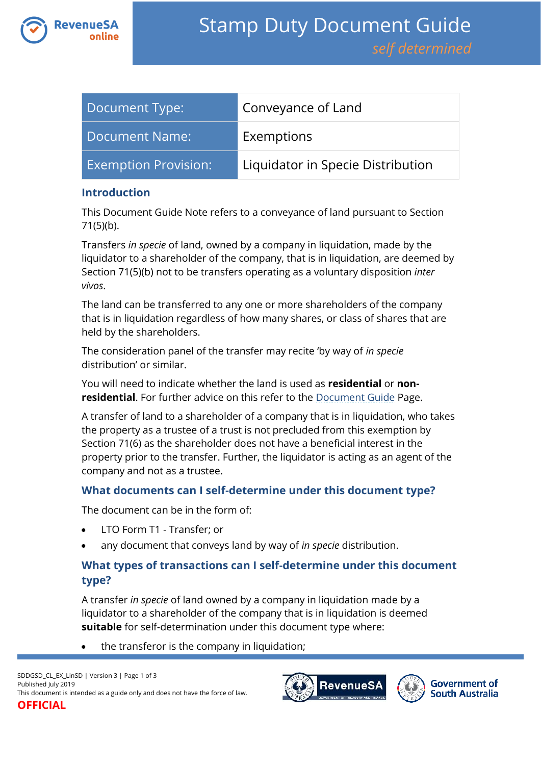# Stamp Duty Document Guide

*self determined*

| Document Type: | Conveyance of Land |
|---|---|
| Document Name: | Exemptions |
| Exemption Provision: | Liquidator in Specie Distribution |

## Introduction

This Document Guide Note refers to a conveyance of land pursuant to Section 71(5)(b).

Transfers *in specie* of land, owned by a company in liquidation, made by the liquidator to a shareholder of the company, that is in liquidation, are deemed by Section 71(5)(b) not to be transfers operating as a voluntary disposition *inter vivos*.

The land can be transferred to any one or more shareholders of the company that is in liquidation regardless of how many shares, or class of shares that are held by the shareholders.

The consideration panel of the transfer may recite 'by way of *in specie* distribution' or similar.

You will need to indicate whether the land is used as **residential** or **non-residential**. For further advice on this refer to the Document Guide Page.

A transfer of land to a shareholder of a company that is in liquidation, who takes the property as a trustee of a trust is not precluded from this exemption by Section 71(6) as the shareholder does not have a beneficial interest in the property prior to the transfer. Further, the liquidator is acting as an agent of the company and not as a trustee.

## What documents can I self-determine under this document type?

The document can be in the form of:

- LTO Form T1 - Transfer; or
- any document that conveys land by way of *in specie* distribution.

## What types of transactions can I self-determine under this document type?

A transfer *in specie* of land owned by a company in liquidation made by a liquidator to a shareholder of the company that is in liquidation is deemed **suitable** for self-determination under this document type where:

- the transferor is the company in liquidation;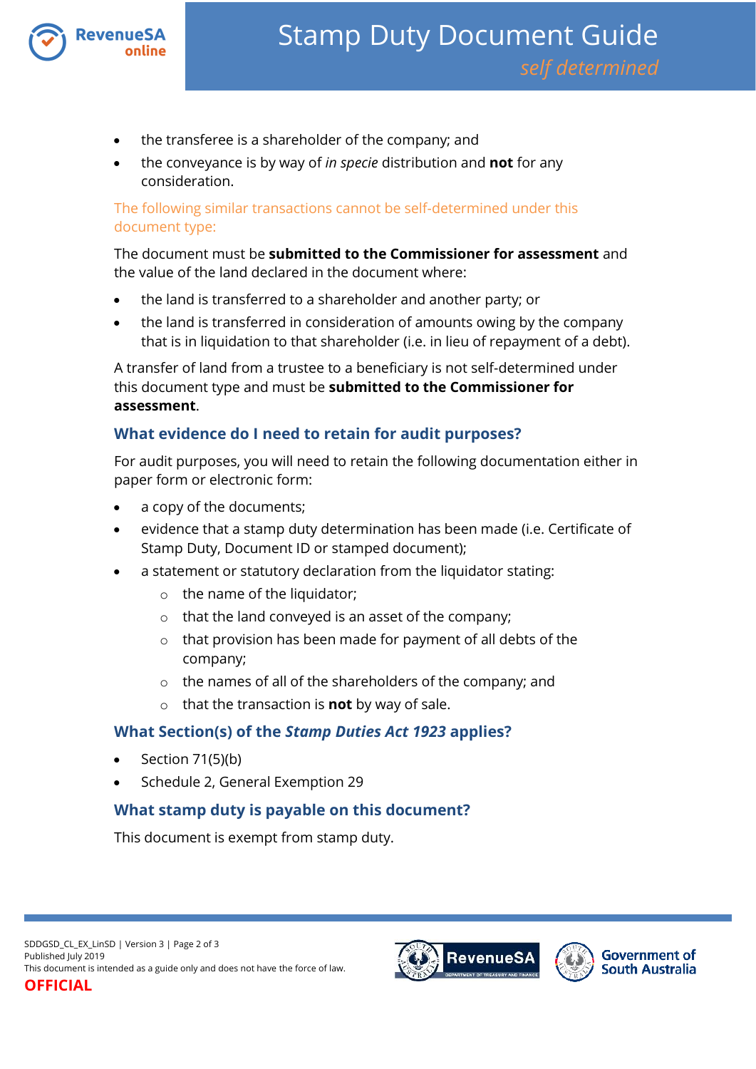- the transferee is a shareholder of the company; and
- the conveyance is by way of *in specie* distribution and **not** for any consideration.

The following similar transactions cannot be self-determined under this document type:

The document must be **submitted to the Commissioner for assessment** and the value of the land declared in the document where:

- the land is transferred to a shareholder and another party; or
- the land is transferred in consideration of amounts owing by the company that is in liquidation to that shareholder (i.e. in lieu of repayment of a debt).

A transfer of land from a trustee to a beneficiary is not self-determined under this document type and must be **submitted to the Commissioner for assessment**.

## What evidence do I need to retain for audit purposes?

For audit purposes, you will need to retain the following documentation either in paper form or electronic form:

- a copy of the documents;
- evidence that a stamp duty determination has been made (i.e. Certificate of Stamp Duty, Document ID or stamped document);
- a statement or statutory declaration from the liquidator stating:
  - the name of the liquidator;
  - that the land conveyed is an asset of the company;
  - that provision has been made for payment of all debts of the company;
  - the names of all of the shareholders of the company; and
  - that the transaction is **not** by way of sale.

## What Section(s) of the *Stamp Duties Act 1923* applies?

- Section 71(5)(b)
- Schedule 2, General Exemption 29

## What stamp duty is payable on this document?

This document is exempt from stamp duty.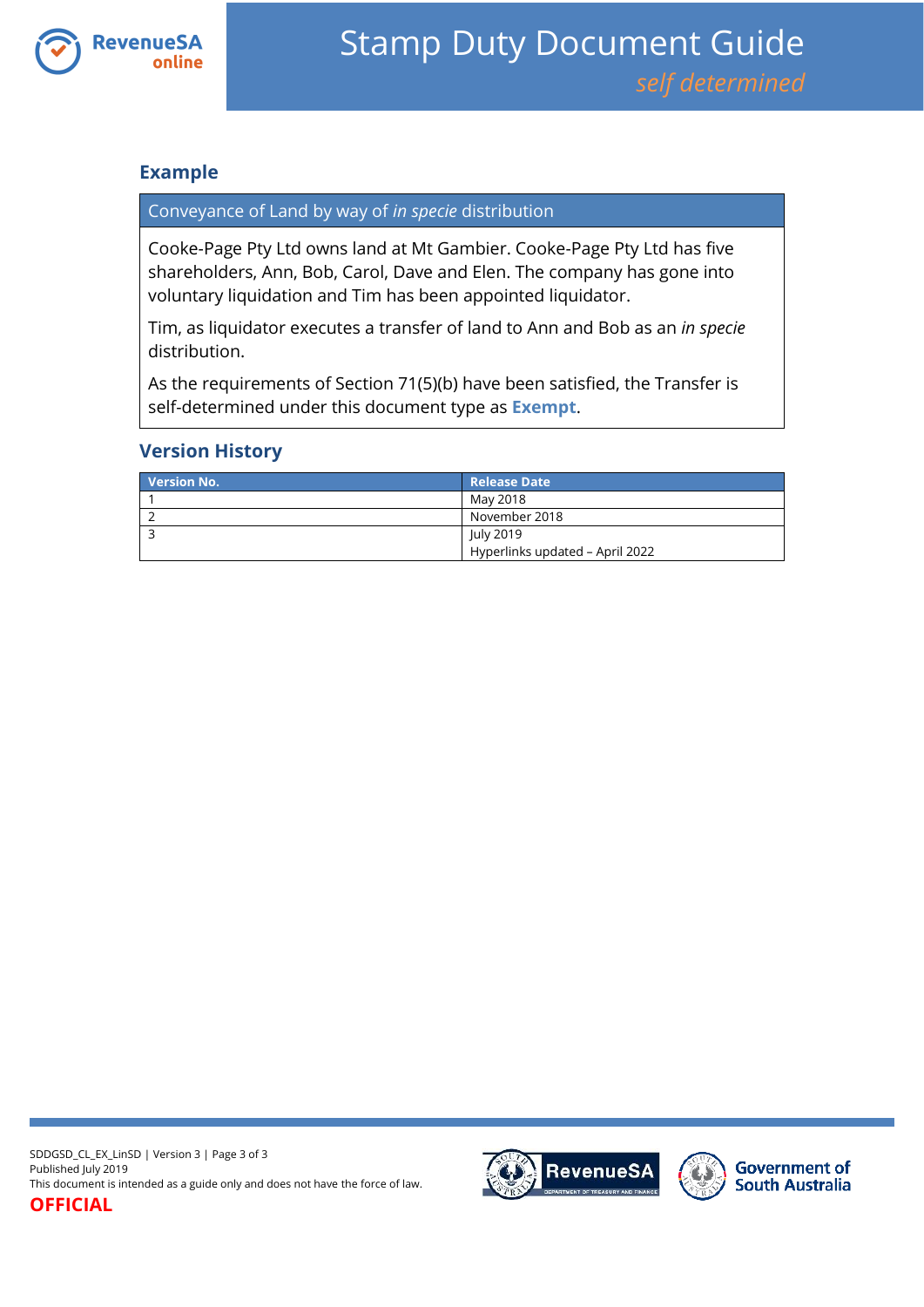## Example

| Conveyance of Land by way of *in specie* distribution |
| --- |
| Cooke-Page Pty Ltd owns land at Mt Gambier. Cooke-Page Pty Ltd has five shareholders, Ann, Bob, Carol, Dave and Elen. The company has gone into voluntary liquidation and Tim has been appointed liquidator.<br><br>Tim, as liquidator executes a transfer of land to Ann and Bob as an *in specie* distribution.<br><br>As the requirements of Section 71(5)(b) have been satisfied, the Transfer is self-determined under this document type as **Exempt**. |

## Version History

| Version No. | Release Date |
| --- | --- |
| 1 | May 2018 |
| 2 | November 2018 |
| 3 | July 2019<br>Hyperlinks updated – April 2022 |

SDDGSD_CL_EX_LinSD | Version 3 | Page 3 of 3
Published July 2019
This document is intended as a guide only and does not have the force of law.

**OFFICIAL**